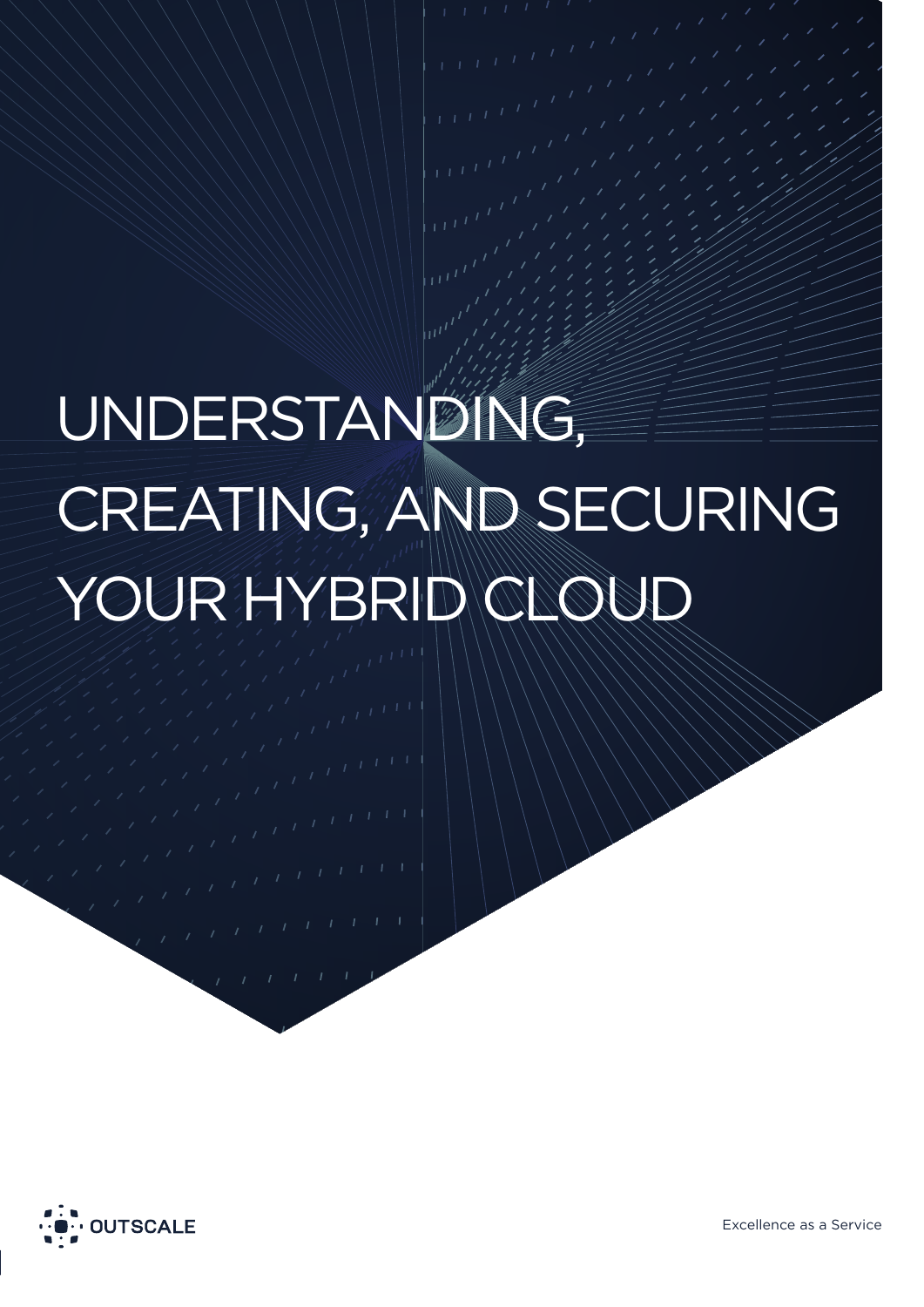# UNDERSTANDING, CREATING, AND SECURING YOUR HYBRID CLOUD

OUTSCALE

Excellence as a Service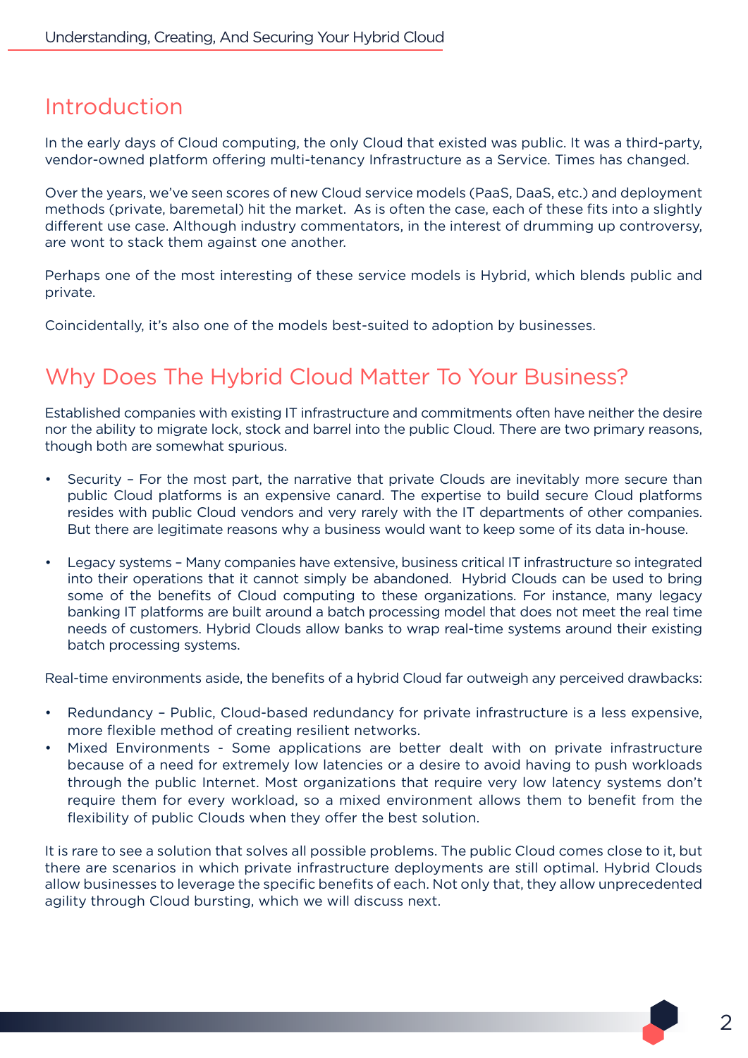## Introduction

In the early days of Cloud computing, the only Cloud that existed was public. It was a third-party, vendor-owned platform offering multi-tenancy Infrastructure as a Service. Times has changed.

Over the years, we've seen scores of new Cloud service models (PaaS, DaaS, etc.) and deployment methods (private, baremetal) hit the market. As is often the case, each of these fits into a slightly different use case. Although industry commentators, in the interest of drumming up controversy, are wont to stack them against one another.

Perhaps one of the most interesting of these service models is Hybrid, which blends public and private.

Coincidentally, it's also one of the models best-suited to adoption by businesses.

## Why Does The Hybrid Cloud Matter To Your Business?

Established companies with existing IT infrastructure and commitments often have neither the desire nor the ability to migrate lock, stock and barrel into the public Cloud. There are two primary reasons, though both are somewhat spurious.

- Security – For the most part, the narrative that private Clouds are inevitably more secure than public Cloud platforms is an expensive canard. The expertise to build secure Cloud platforms resides with public Cloud vendors and very rarely with the IT departments of other companies. But there are legitimate reasons why a business would want to keep some of its data in-house.

- Legacy systems – Many companies have extensive, business critical IT infrastructure so integrated into their operations that it cannot simply be abandoned. Hybrid Clouds can be used to bring some of the benefits of Cloud computing to these organizations. For instance, many legacy banking IT platforms are built around a batch processing model that does not meet the real time needs of customers. Hybrid Clouds allow banks to wrap real-time systems around their existing batch processing systems.

Real-time environments aside, the benefits of a hybrid Cloud far outweigh any perceived drawbacks:

- Redundancy – Public, Cloud-based redundancy for private infrastructure is a less expensive, more flexible method of creating resilient networks.
- Mixed Environments - Some applications are better dealt with on private infrastructure because of a need for extremely low latencies or a desire to avoid having to push workloads through the public Internet. Most organizations that require very low latency systems don't require them for every workload, so a mixed environment allows them to benefit from the flexibility of public Clouds when they offer the best solution.

It is rare to see a solution that solves all possible problems. The public Cloud comes close to it, but there are scenarios in which private infrastructure deployments are still optimal. Hybrid Clouds allow businesses to leverage the specific benefits of each. Not only that, they allow unprecedented agility through Cloud bursting, which we will discuss next.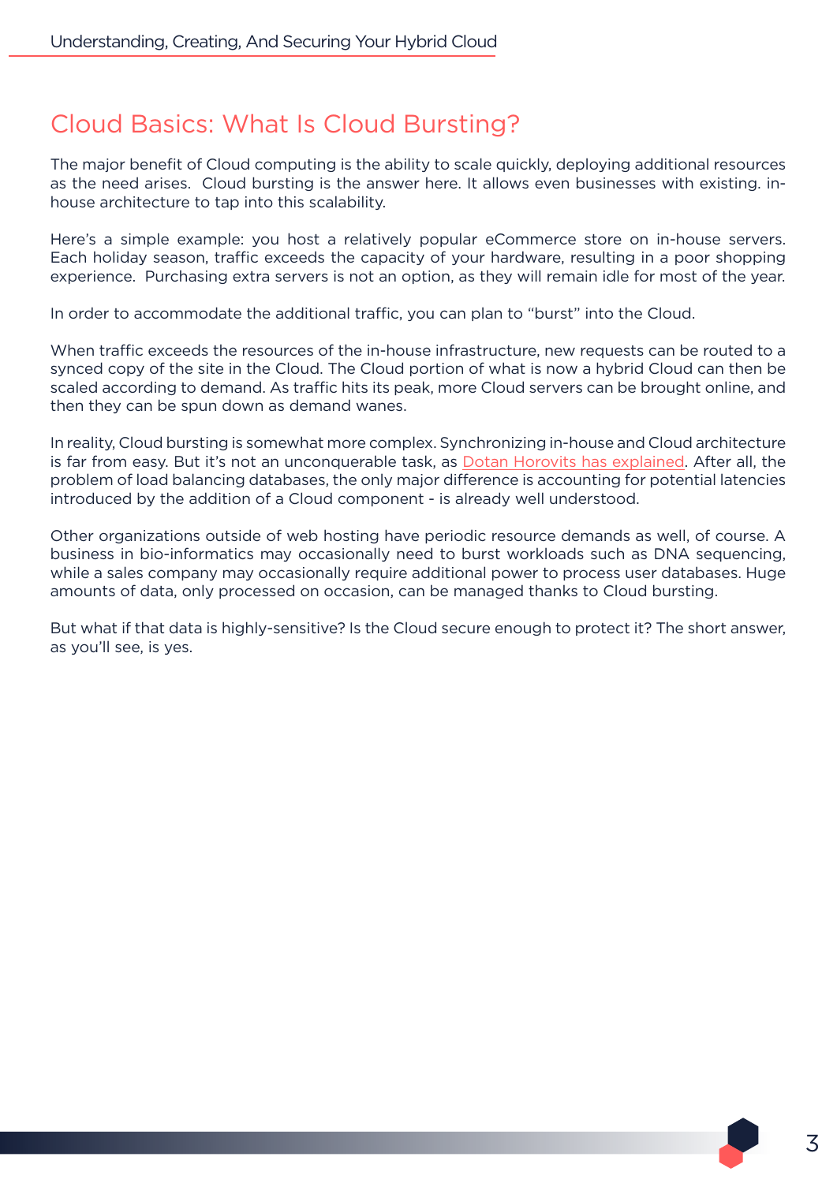## Cloud Basics: What Is Cloud Bursting?

The major benefit of Cloud computing is the ability to scale quickly, deploying additional resources as the need arises. Cloud bursting is the answer here. It allows even businesses with existing. in-house architecture to tap into this scalability.

Here's a simple example: you host a relatively popular eCommerce store on in-house servers. Each holiday season, traffic exceeds the capacity of your hardware, resulting in a poor shopping experience. Purchasing extra servers is not an option, as they will remain idle for most of the year.

In order to accommodate the additional traffic, you can plan to "burst" into the Cloud.

When traffic exceeds the resources of the in-house infrastructure, new requests can be routed to a synced copy of the site in the Cloud. The Cloud portion of what is now a hybrid Cloud can then be scaled according to demand. As traffic hits its peak, more Cloud servers can be brought online, and then they can be spun down as demand wanes.

In reality, Cloud bursting is somewhat more complex. Synchronizing in-house and Cloud architecture is far from easy. But it's not an unconquerable task, as Dotan Horovits has explained. After all, the problem of load balancing databases, the only major difference is accounting for potential latencies introduced by the addition of a Cloud component - is already well understood.

Other organizations outside of web hosting have periodic resource demands as well, of course. A business in bio-informatics may occasionally need to burst workloads such as DNA sequencing, while a sales company may occasionally require additional power to process user databases. Huge amounts of data, only processed on occasion, can be managed thanks to Cloud bursting.

But what if that data is highly-sensitive? Is the Cloud secure enough to protect it? The short answer, as you'll see, is yes.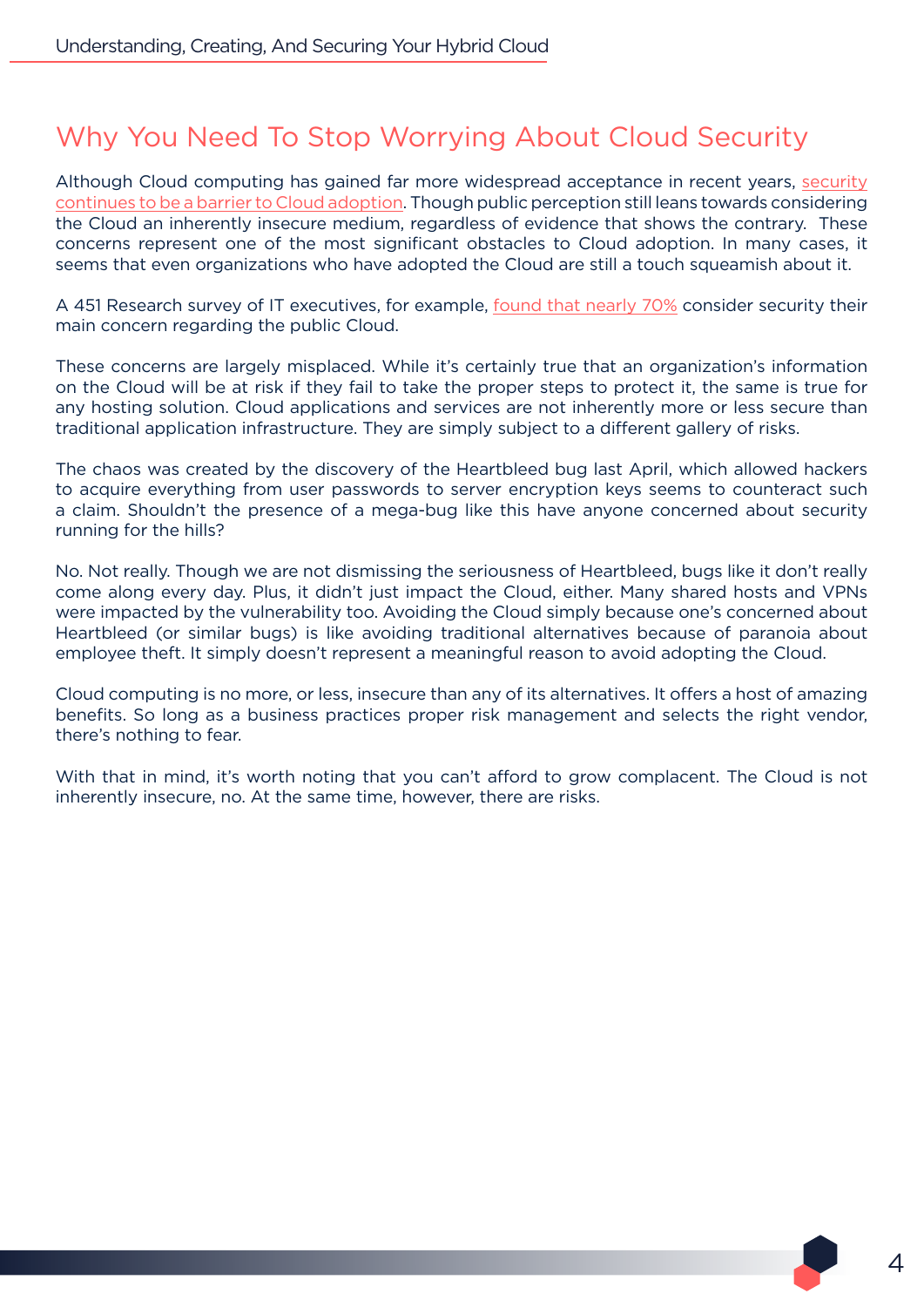## Why You Need To Stop Worrying About Cloud Security

Although Cloud computing has gained far more widespread acceptance in recent years, security continues to be a barrier to Cloud adoption. Though public perception still leans towards considering the Cloud an inherently insecure medium, regardless of evidence that shows the contrary. These concerns represent one of the most significant obstacles to Cloud adoption. In many cases, it seems that even organizations who have adopted the Cloud are still a touch squeamish about it.

A 451 Research survey of IT executives, for example, found that nearly 70% consider security their main concern regarding the public Cloud.

These concerns are largely misplaced. While it's certainly true that an organization's information on the Cloud will be at risk if they fail to take the proper steps to protect it, the same is true for any hosting solution. Cloud applications and services are not inherently more or less secure than traditional application infrastructure. They are simply subject to a different gallery of risks.

The chaos was created by the discovery of the Heartbleed bug last April, which allowed hackers to acquire everything from user passwords to server encryption keys seems to counteract such a claim. Shouldn't the presence of a mega-bug like this have anyone concerned about security running for the hills?

No. Not really. Though we are not dismissing the seriousness of Heartbleed, bugs like it don't really come along every day. Plus, it didn't just impact the Cloud, either. Many shared hosts and VPNs were impacted by the vulnerability too. Avoiding the Cloud simply because one's concerned about Heartbleed (or similar bugs) is like avoiding traditional alternatives because of paranoia about employee theft. It simply doesn't represent a meaningful reason to avoid adopting the Cloud.

Cloud computing is no more, or less, insecure than any of its alternatives. It offers a host of amazing benefits. So long as a business practices proper risk management and selects the right vendor, there's nothing to fear.

With that in mind, it's worth noting that you can't afford to grow complacent. The Cloud is not inherently insecure, no. At the same time, however, there are risks.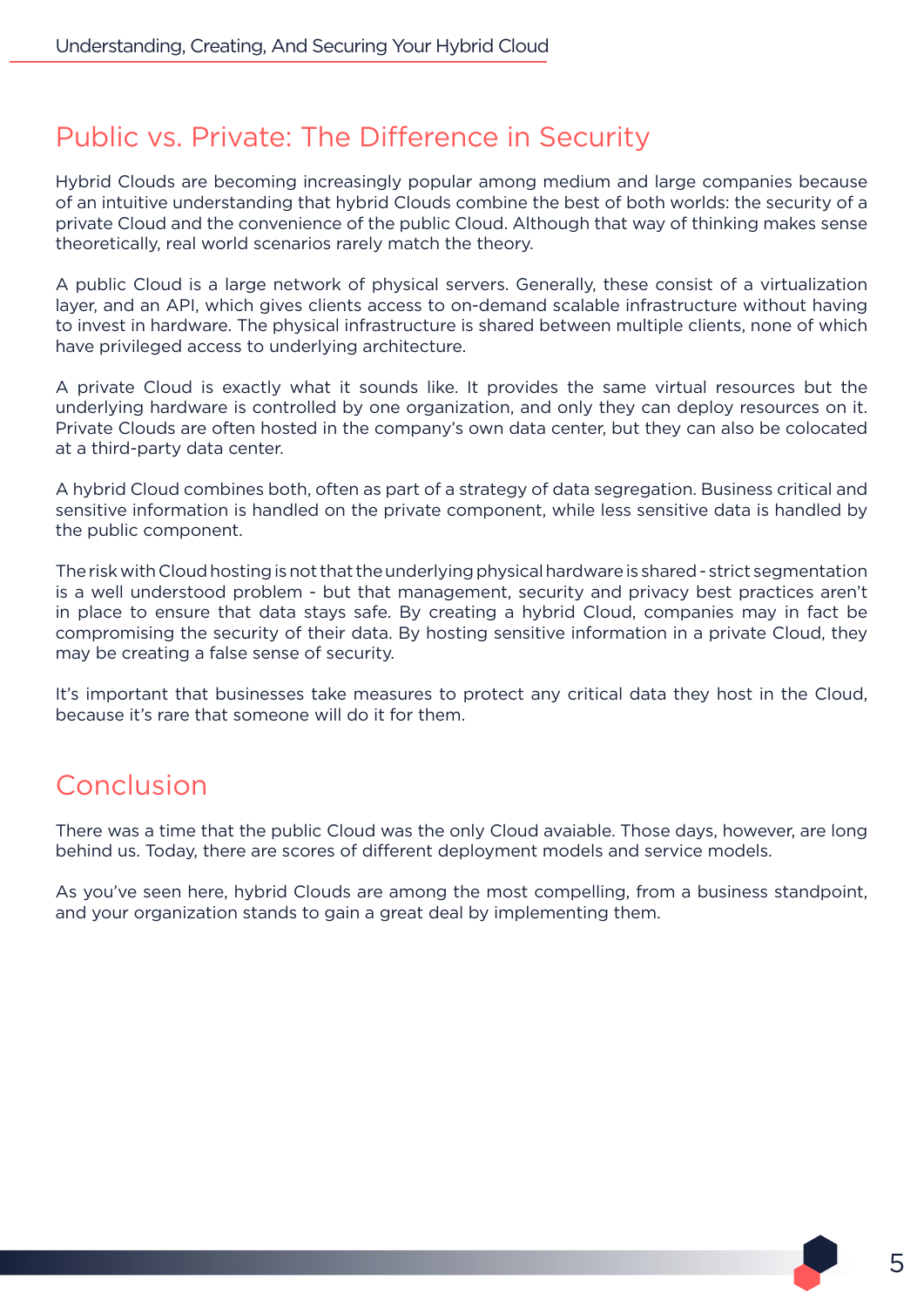## Public vs. Private: The Difference in Security

Hybrid Clouds are becoming increasingly popular among medium and large companies because of an intuitive understanding that hybrid Clouds combine the best of both worlds: the security of a private Cloud and the convenience of the public Cloud. Although that way of thinking makes sense theoretically, real world scenarios rarely match the theory.

A public Cloud is a large network of physical servers. Generally, these consist of a virtualization layer, and an API, which gives clients access to on-demand scalable infrastructure without having to invest in hardware. The physical infrastructure is shared between multiple clients, none of which have privileged access to underlying architecture.

A private Cloud is exactly what it sounds like. It provides the same virtual resources but the underlying hardware is controlled by one organization, and only they can deploy resources on it. Private Clouds are often hosted in the company's own data center, but they can also be colocated at a third-party data center.

A hybrid Cloud combines both, often as part of a strategy of data segregation. Business critical and sensitive information is handled on the private component, while less sensitive data is handled by the public component.

The risk with Cloud hosting is not that the underlying physical hardware is shared - strict segmentation is a well understood problem - but that management, security and privacy best practices aren't in place to ensure that data stays safe. By creating a hybrid Cloud, companies may in fact be compromising the security of their data. By hosting sensitive information in a private Cloud, they may be creating a false sense of security.

It's important that businesses take measures to protect any critical data they host in the Cloud, because it's rare that someone will do it for them.

## Conclusion

There was a time that the public Cloud was the only Cloud avaiable. Those days, however, are long behind us. Today, there are scores of different deployment models and service models.

As you've seen here, hybrid Clouds are among the most compelling, from a business standpoint, and your organization stands to gain a great deal by implementing them.